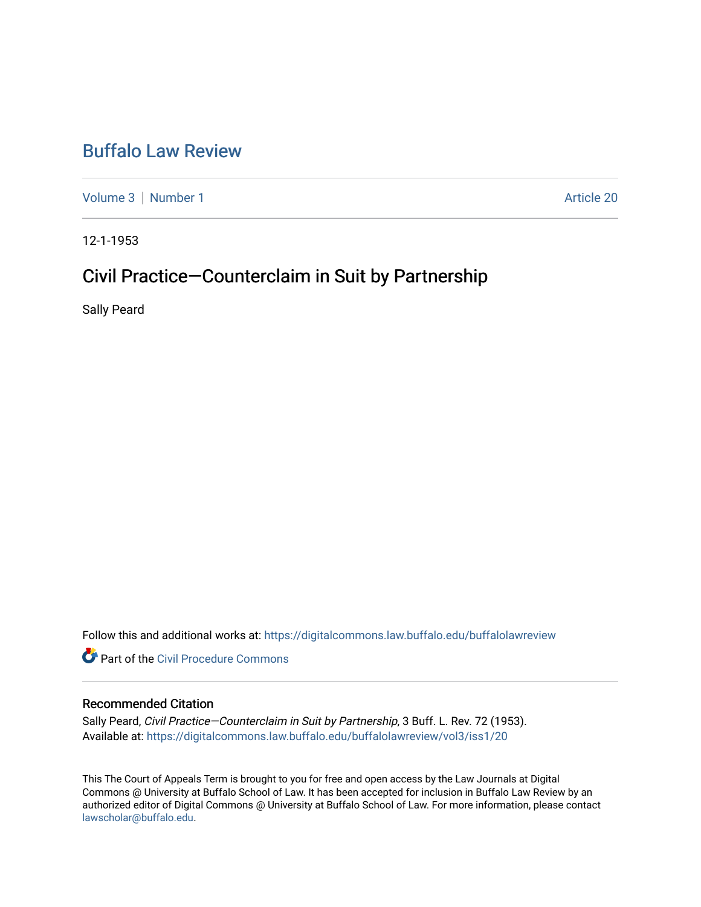# Buffalo Law Review

Volume 3 | Number 1 — Article 20

12-1-1953

## Civil Practice—Counterclaim in Suit by Partnership

Sally Peard

Follow this and additional works at: https://digitalcommons.law.buffalo.edu/buffalolawreview

Part of the Civil Procedure Commons

### Recommended Citation

Sally Peard, *Civil Practice—Counterclaim in Suit by Partnership*, 3 Buff. L. Rev. 72 (1953).
Available at: https://digitalcommons.law.buffalo.edu/buffalolawreview/vol3/iss1/20

This The Court of Appeals Term is brought to you for free and open access by the Law Journals at Digital Commons @ University at Buffalo School of Law. It has been accepted for inclusion in Buffalo Law Review by an authorized editor of Digital Commons @ University at Buffalo School of Law. For more information, please contact lawscholar@buffalo.edu.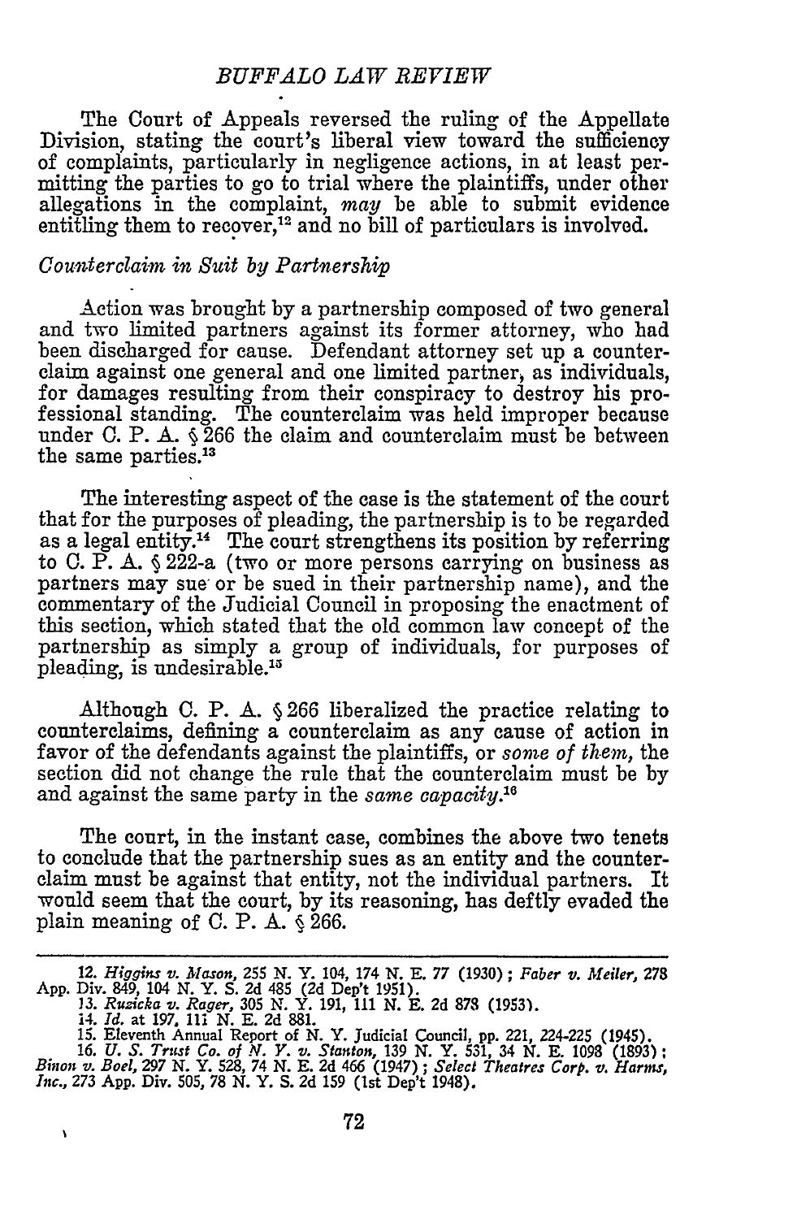The Court of Appeals reversed the ruling of the Appellate Division, stating the court's liberal view toward the sufficiency of complaints, particularly in negligence actions, in at least permitting the parties to go to trial where the plaintiffs, under other allegations in the complaint, *may* be able to submit evidence entitling them to recover,[12] and no bill of particulars is involved.

*Counterclaim in Suit by Partnership*

Action was brought by a partnership composed of two general and two limited partners against its former attorney, who had been discharged for cause. Defendant attorney set up a counterclaim against one general and one limited partner, as individuals, for damages resulting from their conspiracy to destroy his professional standing. The counterclaim was held improper because under C. P. A. § 266 the claim and counterclaim must be between the same parties.[13]

The interesting aspect of the case is the statement of the court that for the purposes of pleading, the partnership is to be regarded as a legal entity.[14] The court strengthens its position by referring to C. P. A. § 222-a (two or more persons carrying on business as partners may sue or be sued in their partnership name), and the commentary of the Judicial Council in proposing the enactment of this section, which stated that the old common law concept of the partnership as simply a group of individuals, for purposes of pleading, is undesirable.[15]

Although C. P. A. § 266 liberalized the practice relating to counterclaims, defining a counterclaim as any cause of action in favor of the defendants against the plaintiffs, or *some of them,* the section did not change the rule that the counterclaim must be by and against the same party in the *same capacity.*[16]

The court, in the instant case, combines the above two tenets to conclude that the partnership sues as an entity and the counterclaim must be against that entity, not the individual partners. It would seem that the court, by its reasoning, has deftly evaded the plain meaning of C. P. A. § 266.

---

12. *Higgins v. Mason,* 255 N. Y. 104, 174 N. E. 77 (1930); *Faber v. Meiler,* 278 App. Div. 849, 104 N. Y. S. 2d 485 (2d Dep't 1951).

13. *Ruzicka v. Rager,* 305 N. Y. 191, 111 N. E. 2d 878 (1953).

14. *Id.* at 197, 111 N. E. 2d 881.

15. Eleventh Annual Report of N. Y. Judicial Council, pp. 221, 224-225 (1945).

16. *U. S. Trust Co. of N. Y. v. Stanton,* 139 N. Y. 531, 34 N. E. 1098 (1893); *Binon v. Boel,* 297 N. Y. 528, 74 N. E. 2d 466 (1947); *Select Theatres Corp. v. Harms, Inc.,* 273 App. Div. 505, 78 N. Y. S. 2d 159 (1st Dep't 1948).